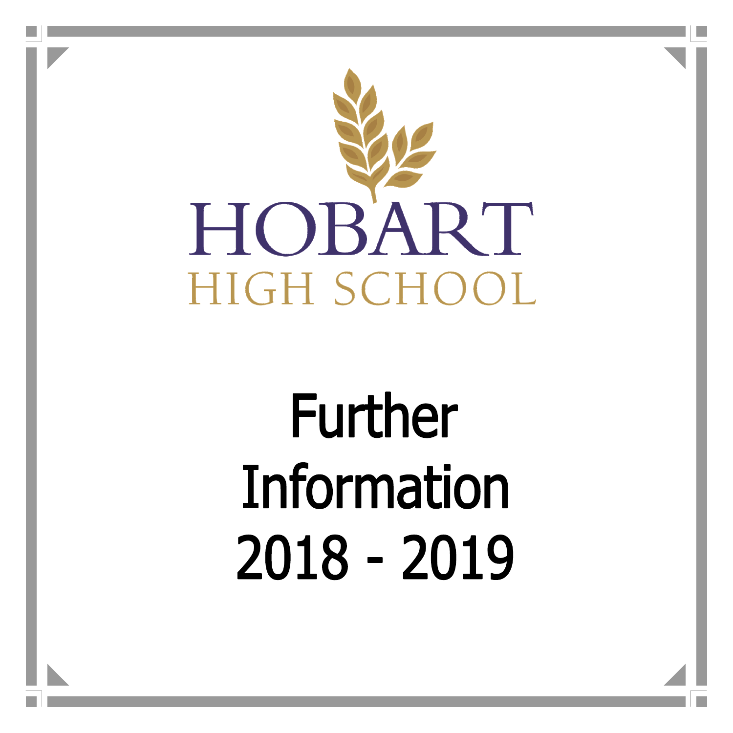# HOBART HIGH SCHOOL

# Further Information 2018 - 2019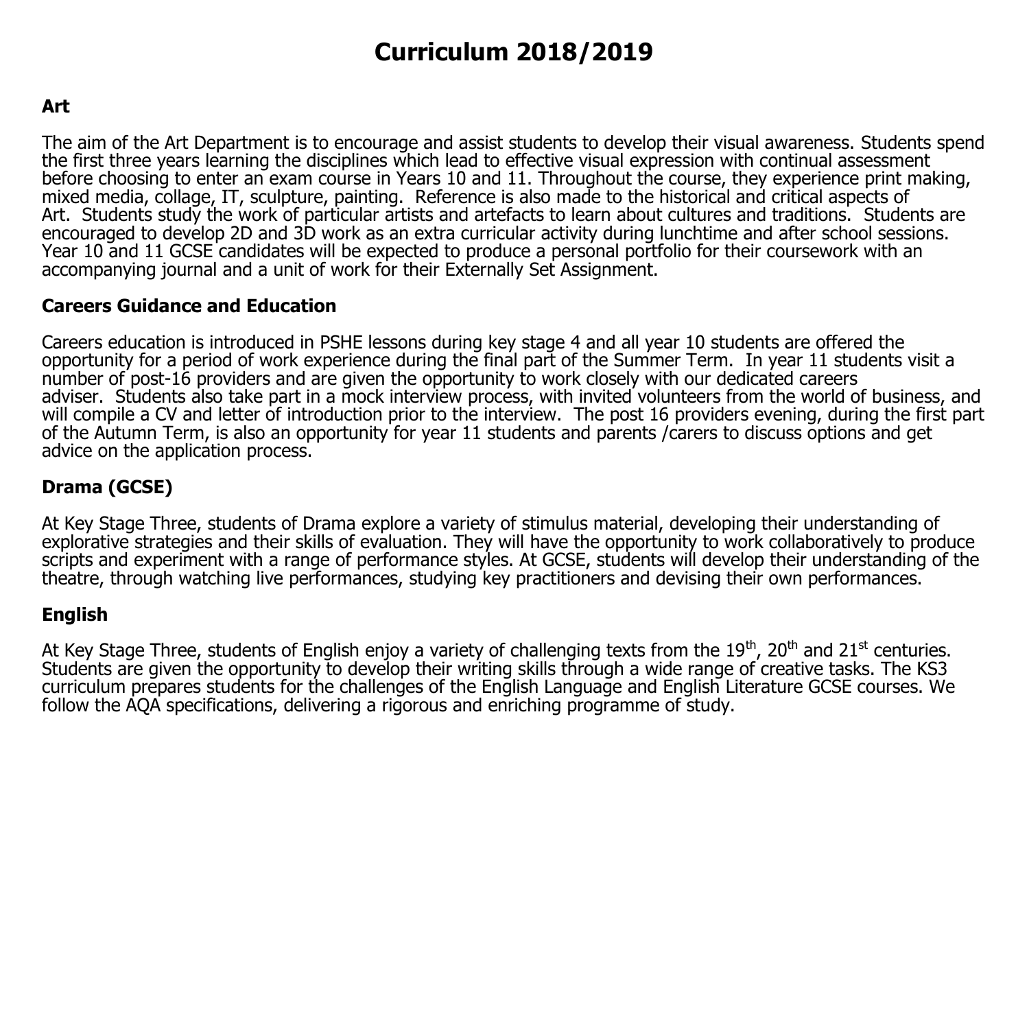# Curriculum 2018/2019

## Art

The aim of the Art Department is to encourage and assist students to develop their visual awareness. Students spend the first three years learning the disciplines which lead to effective visual expression with continual assessment before choosing to enter an exam course in Years 10 and 11. Throughout the course, they experience print making, mixed media, collage, IT, sculpture, painting. Reference is also made to the historical and critical aspects of Art. Students study the work of particular artists and artefacts to learn about cultures and traditions. Students are encouraged to develop 2D and 3D work as an extra curricular activity during lunchtime and after school sessions. Year 10 and 11 GCSE candidates will be expected to produce a personal portfolio for their coursework with an accompanying journal and a unit of work for their Externally Set Assignment.

## Careers Guidance and Education

Careers education is introduced in PSHE lessons during key stage 4 and all year 10 students are offered the opportunity for a period of work experience during the final part of the Summer Term. In year 11 students visit a number of post-16 providers and are given the opportunity to work closely with our dedicated careers adviser. Students also take part in a mock interview process, with invited volunteers from the world of business, and will compile a CV and letter of introduction prior to the interview. The post 16 providers evening, during the first part of the Autumn Term, is also an opportunity for year 11 students and parents /carers to discuss options and get advice on the application process.

## Drama (GCSE)

At Key Stage Three, students of Drama explore a variety of stimulus material, developing their understanding of explorative strategies and their skills of evaluation. They will have the opportunity to work collaboratively to produce scripts and experiment with a range of performance styles. At GCSE, students will develop their understanding of the theatre, through watching live performances, studying key practitioners and devising their own performances.

## English

At Key Stage Three, students of English enjoy a variety of challenging texts from the 19th, 20th and 21st centuries. Students are given the opportunity to develop their writing skills through a wide range of creative tasks. The KS3 curriculum prepares students for the challenges of the English Language and English Literature GCSE courses. We follow the AQA specifications, delivering a rigorous and enriching programme of study.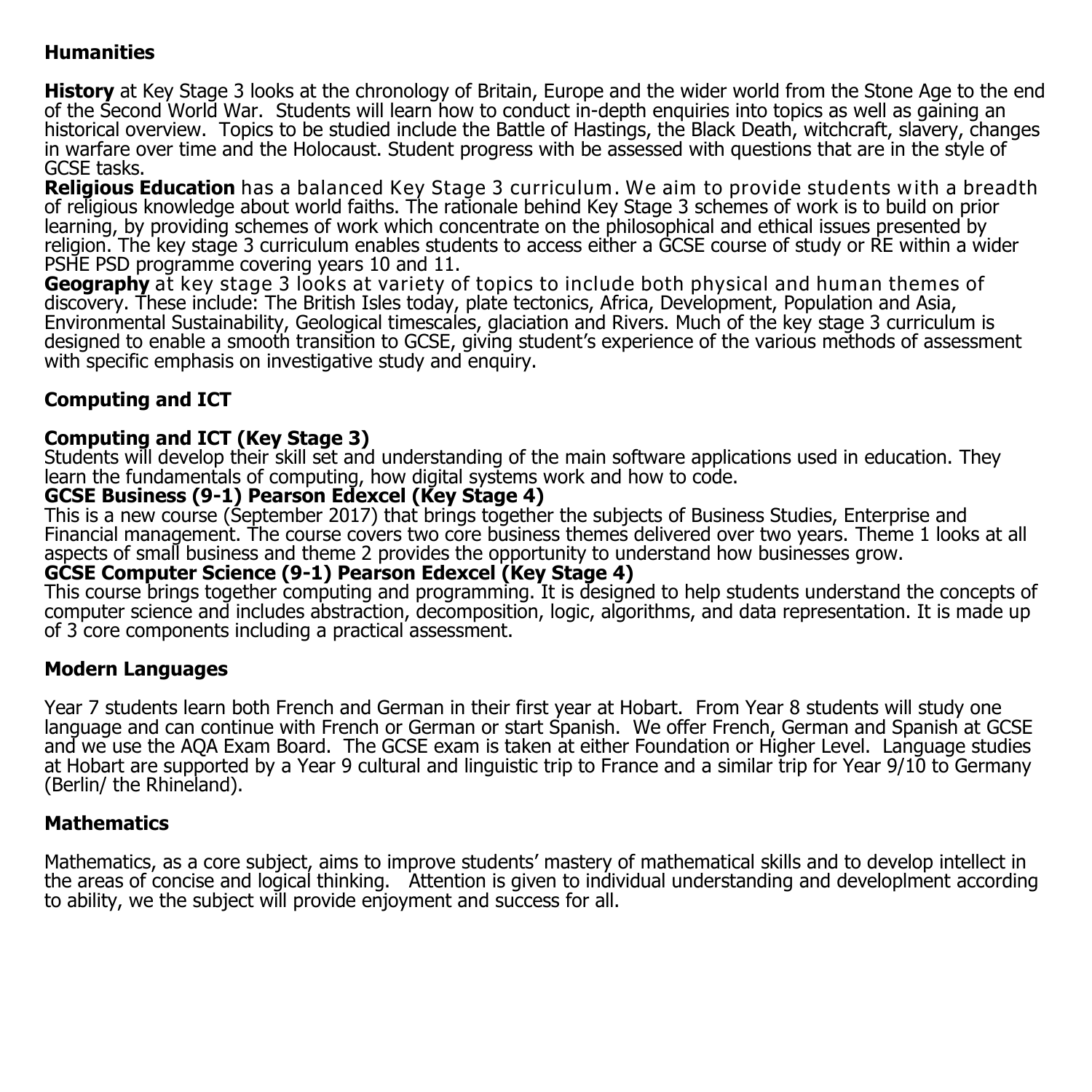## Humanities

**History** at Key Stage 3 looks at the chronology of Britain, Europe and the wider world from the Stone Age to the end of the Second World War. Students will learn how to conduct in-depth enquiries into topics as well as gaining an historical overview. Topics to be studied include the Battle of Hastings, the Black Death, witchcraft, slavery, changes in warfare over time and the Holocaust. Student progress with be assessed with questions that are in the style of GCSE tasks.

**Religious Education** has a balanced Key Stage 3 curriculum. We aim to provide students with a breadth of religious knowledge about world faiths. The rationale behind Key Stage 3 schemes of work is to build on prior learning, by providing schemes of work which concentrate on the philosophical and ethical issues presented by religion. The key stage 3 curriculum enables students to access either a GCSE course of study or RE within a wider PSHE PSD programme covering years 10 and 11.

**Geography** at key stage 3 looks at variety of topics to include both physical and human themes of discovery. These include: The British Isles today, plate tectonics, Africa, Development, Population and Asia, Environmental Sustainability, Geological timescales, glaciation and Rivers. Much of the key stage 3 curriculum is designed to enable a smooth transition to GCSE, giving student's experience of the various methods of assessment with specific emphasis on investigative study and enquiry.

## Computing and ICT

### Computing and ICT (Key Stage 3)

Students will develop their skill set and understanding of the main software applications used in education. They learn the fundamentals of computing, how digital systems work and how to code.

### GCSE Business (9-1) Pearson Edexcel (Key Stage 4)

This is a new course (September 2017) that brings together the subjects of Business Studies, Enterprise and Financial management. The course covers two core business themes delivered over two years. Theme 1 looks at all aspects of small business and theme 2 provides the opportunity to understand how businesses grow.

### GCSE Computer Science (9-1) Pearson Edexcel (Key Stage 4)

This course brings together computing and programming. It is designed to help students understand the concepts of computer science and includes abstraction, decomposition, logic, algorithms, and data representation. It is made up of 3 core components including a practical assessment.

## Modern Languages

Year 7 students learn both French and German in their first year at Hobart. From Year 8 students will study one language and can continue with French or German or start Spanish. We offer French, German and Spanish at GCSE and we use the AQA Exam Board. The GCSE exam is taken at either Foundation or Higher Level. Language studies at Hobart are supported by a Year 9 cultural and linguistic trip to France and a similar trip for Year 9/10 to Germany (Berlin/ the Rhineland).

## Mathematics

Mathematics, as a core subject, aims to improve students' mastery of mathematical skills and to develop intellect in the areas of concise and logical thinking. Attention is given to individual understanding and developlment according to ability, we the subject will provide enjoyment and success for all.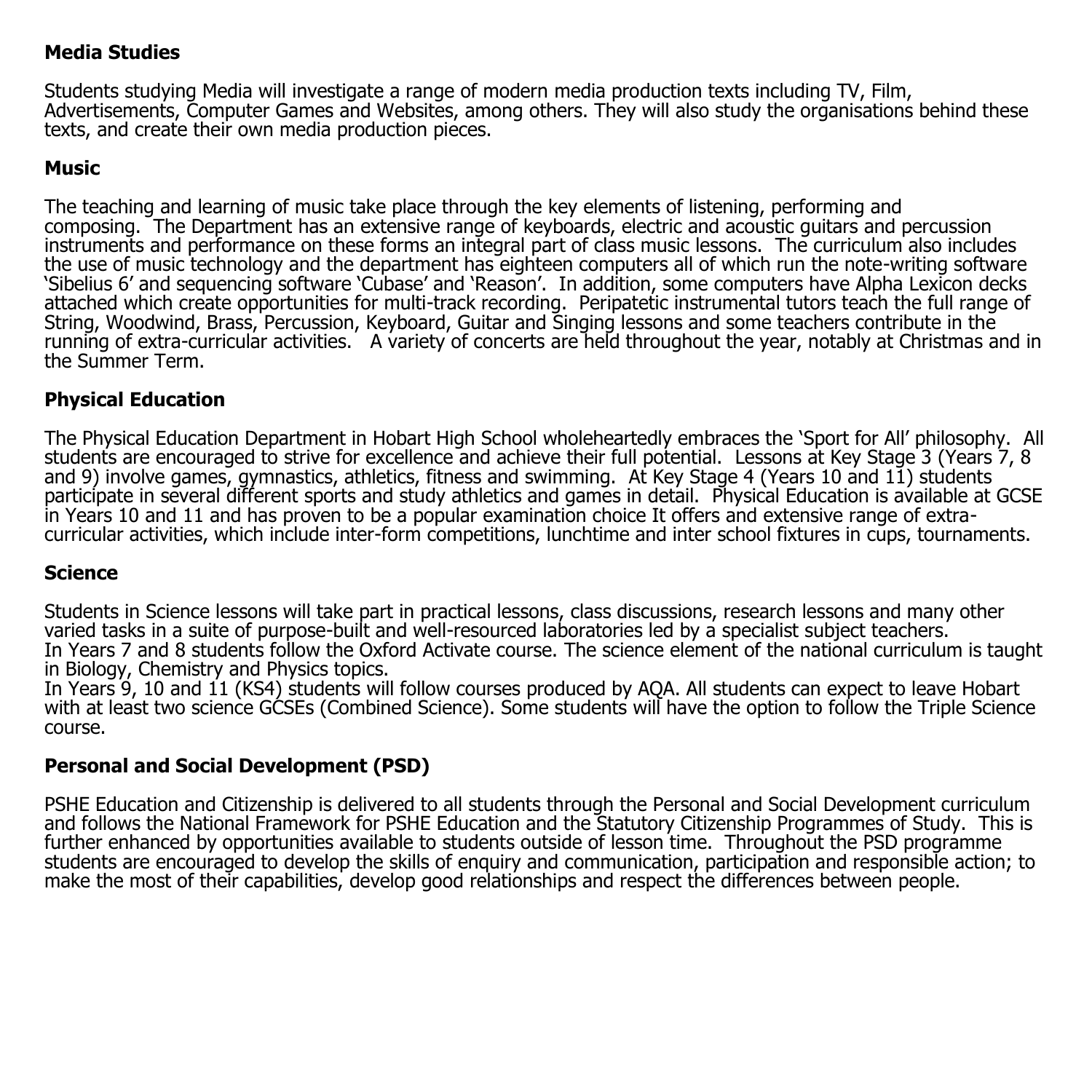**Media Studies**

Students studying Media will investigate a range of modern media production texts including TV, Film, Advertisements, Computer Games and Websites, among others. They will also study the organisations behind these texts, and create their own media production pieces.

**Music**

The teaching and learning of music take place through the key elements of listening, performing and composing. The Department has an extensive range of keyboards, electric and acoustic guitars and percussion instruments and performance on these forms an integral part of class music lessons. The curriculum also includes the use of music technology and the department has eighteen computers all of which run the note-writing software 'Sibelius 6' and sequencing software 'Cubase' and 'Reason'. In addition, some computers have Alpha Lexicon decks attached which create opportunities for multi-track recording. Peripatetic instrumental tutors teach the full range of String, Woodwind, Brass, Percussion, Keyboard, Guitar and Singing lessons and some teachers contribute in the running of extra-curricular activities. A variety of concerts are held throughout the year, notably at Christmas and in the Summer Term.

**Physical Education**

The Physical Education Department in Hobart High School wholeheartedly embraces the 'Sport for All' philosophy. All students are encouraged to strive for excellence and achieve their full potential. Lessons at Key Stage 3 (Years 7, 8 and 9) involve games, gymnastics, athletics, fitness and swimming. At Key Stage 4 (Years 10 and 11) students participate in several different sports and study athletics and games in detail. Physical Education is available at GCSE in Years 10 and 11 and has proven to be a popular examination choice It offers and extensive range of extra-curricular activities, which include inter-form competitions, lunchtime and inter school fixtures in cups, tournaments.

**Science**

Students in Science lessons will take part in practical lessons, class discussions, research lessons and many other varied tasks in a suite of purpose-built and well-resourced laboratories led by a specialist subject teachers.
In Years 7 and 8 students follow the Oxford Activate course. The science element of the national curriculum is taught in Biology, Chemistry and Physics topics.
In Years 9, 10 and 11 (KS4) students will follow courses produced by AQA. All students can expect to leave Hobart with at least two science GCSEs (Combined Science). Some students will have the option to follow the Triple Science course.

**Personal and Social Development (PSD)**

PSHE Education and Citizenship is delivered to all students through the Personal and Social Development curriculum and follows the National Framework for PSHE Education and the Statutory Citizenship Programmes of Study. This is further enhanced by opportunities available to students outside of lesson time. Throughout the PSD programme students are encouraged to develop the skills of enquiry and communication, participation and responsible action; to make the most of their capabilities, develop good relationships and respect the differences between people.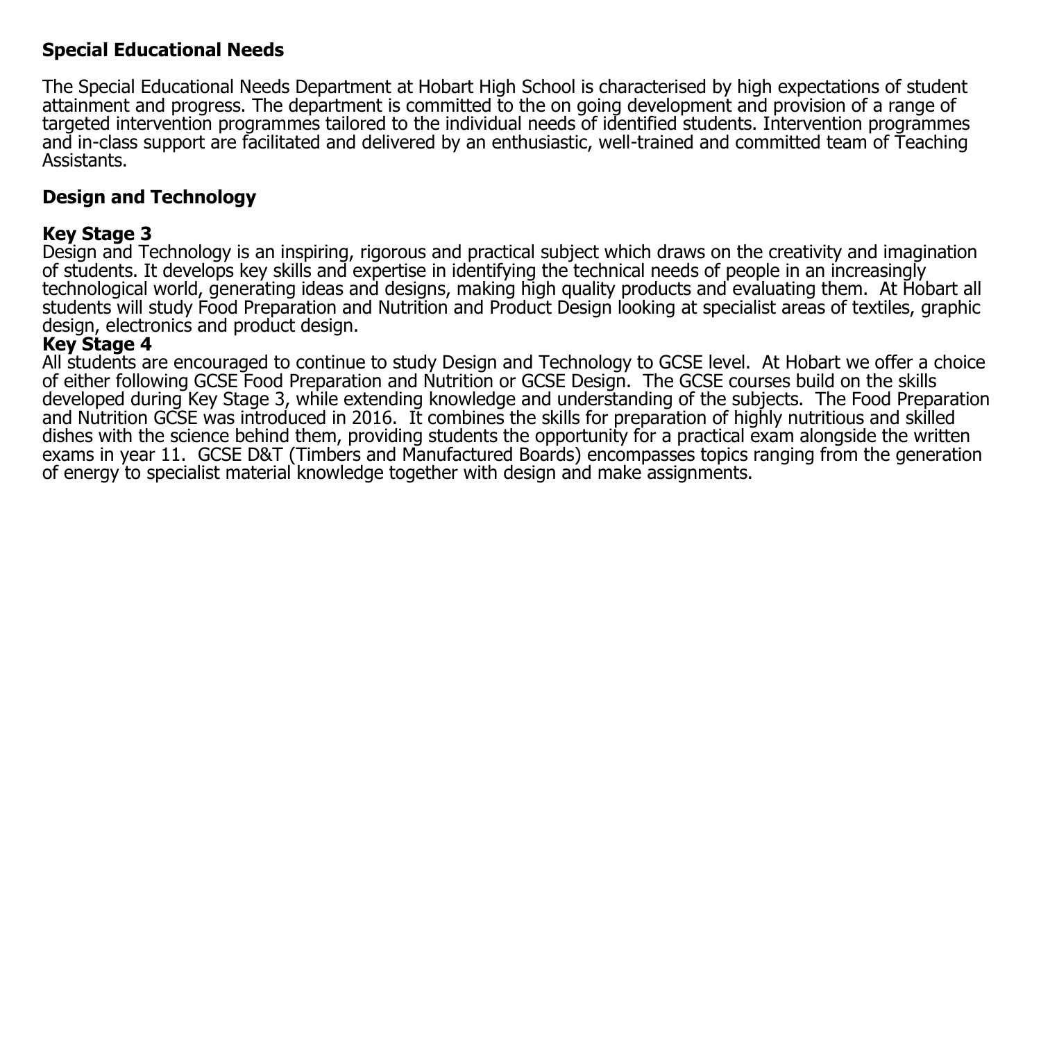## Special Educational Needs

The Special Educational Needs Department at Hobart High School is characterised by high expectations of student attainment and progress. The department is committed to the on going development and provision of a range of targeted intervention programmes tailored to the individual needs of identified students. Intervention programmes and in-class support are facilitated and delivered by an enthusiastic, well-trained and committed team of Teaching Assistants.

## Design and Technology

### Key Stage 3

Design and Technology is an inspiring, rigorous and practical subject which draws on the creativity and imagination of students. It develops key skills and expertise in identifying the technical needs of people in an increasingly technological world, generating ideas and designs, making high quality products and evaluating them.  At Hobart all students will study Food Preparation and Nutrition and Product Design looking at specialist areas of textiles, graphic design, electronics and product design.

### Key Stage 4

All students are encouraged to continue to study Design and Technology to GCSE level.  At Hobart we offer a choice of either following GCSE Food Preparation and Nutrition or GCSE Design.  The GCSE courses build on the skills developed during Key Stage 3, while extending knowledge and understanding of the subjects.  The Food Preparation and Nutrition GCSE was introduced in 2016.  It combines the skills for preparation of highly nutritious and skilled dishes with the science behind them, providing students the opportunity for a practical exam alongside the written exams in year 11.  GCSE D&T (Timbers and Manufactured Boards) encompasses topics ranging from the generation of energy to specialist material knowledge together with design and make assignments.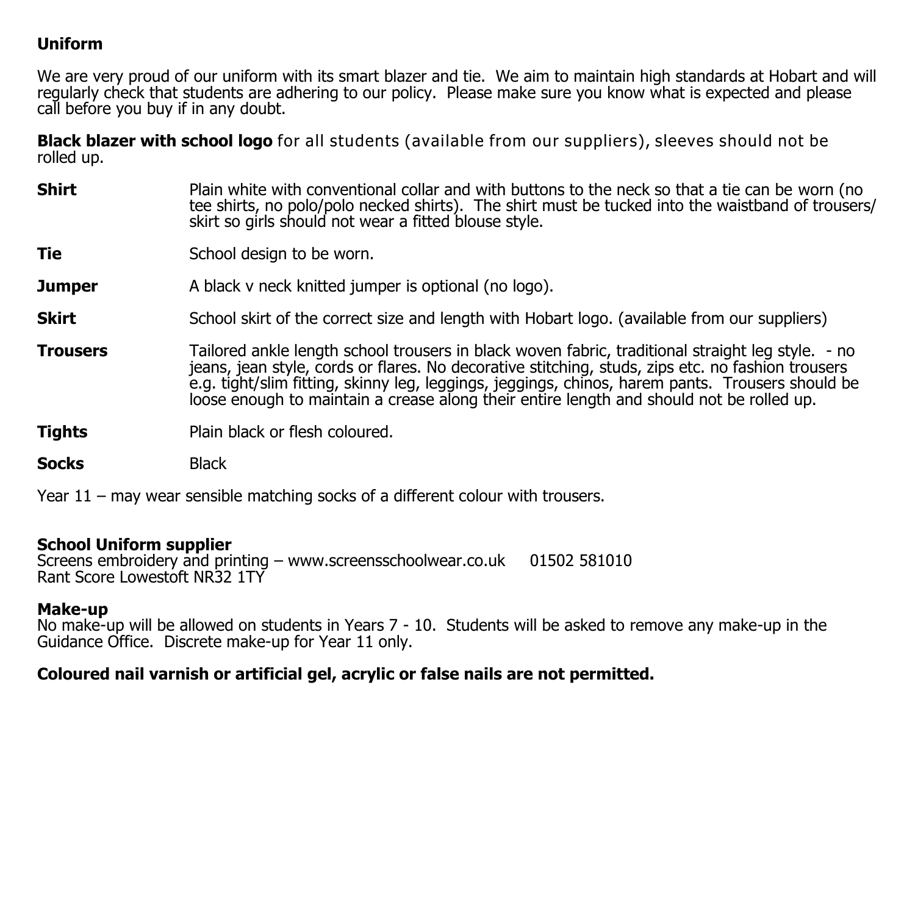## Uniform

We are very proud of our uniform with its smart blazer and tie. We aim to maintain high standards at Hobart and will regularly check that students are adhering to our policy. Please make sure you know what is expected and please call before you buy if in any doubt.

**Black blazer with school logo** for all students (available from our suppliers), sleeves should not be rolled up.

**Shirt** Plain white with conventional collar and with buttons to the neck so that a tie can be worn (no tee shirts, no polo/polo necked shirts). The shirt must be tucked into the waistband of trousers/ skirt so girls should not wear a fitted blouse style.

**Tie** School design to be worn.

**Jumper** A black v neck knitted jumper is optional (no logo).

**Skirt** School skirt of the correct size and length with Hobart logo. (available from our suppliers)

**Trousers** Tailored ankle length school trousers in black woven fabric, traditional straight leg style. - no jeans, jean style, cords or flares. No decorative stitching, studs, zips etc. no fashion trousers e.g. tight/slim fitting, skinny leg, leggings, jeggings, chinos, harem pants. Trousers should be loose enough to maintain a crease along their entire length and should not be rolled up.

**Tights** Plain black or flesh coloured.

**Socks** Black

Year 11 – may wear sensible matching socks of a different colour with trousers.

**School Uniform supplier**
Screens embroidery and printing – www.screensschoolwear.co.uk 01502 581010
Rant Score Lowestoft NR32 1TY

**Make-up**
No make-up will be allowed on students in Years 7 - 10. Students will be asked to remove any make-up in the Guidance Office. Discrete make-up for Year 11 only.

**Coloured nail varnish or artificial gel, acrylic or false nails are not permitted.**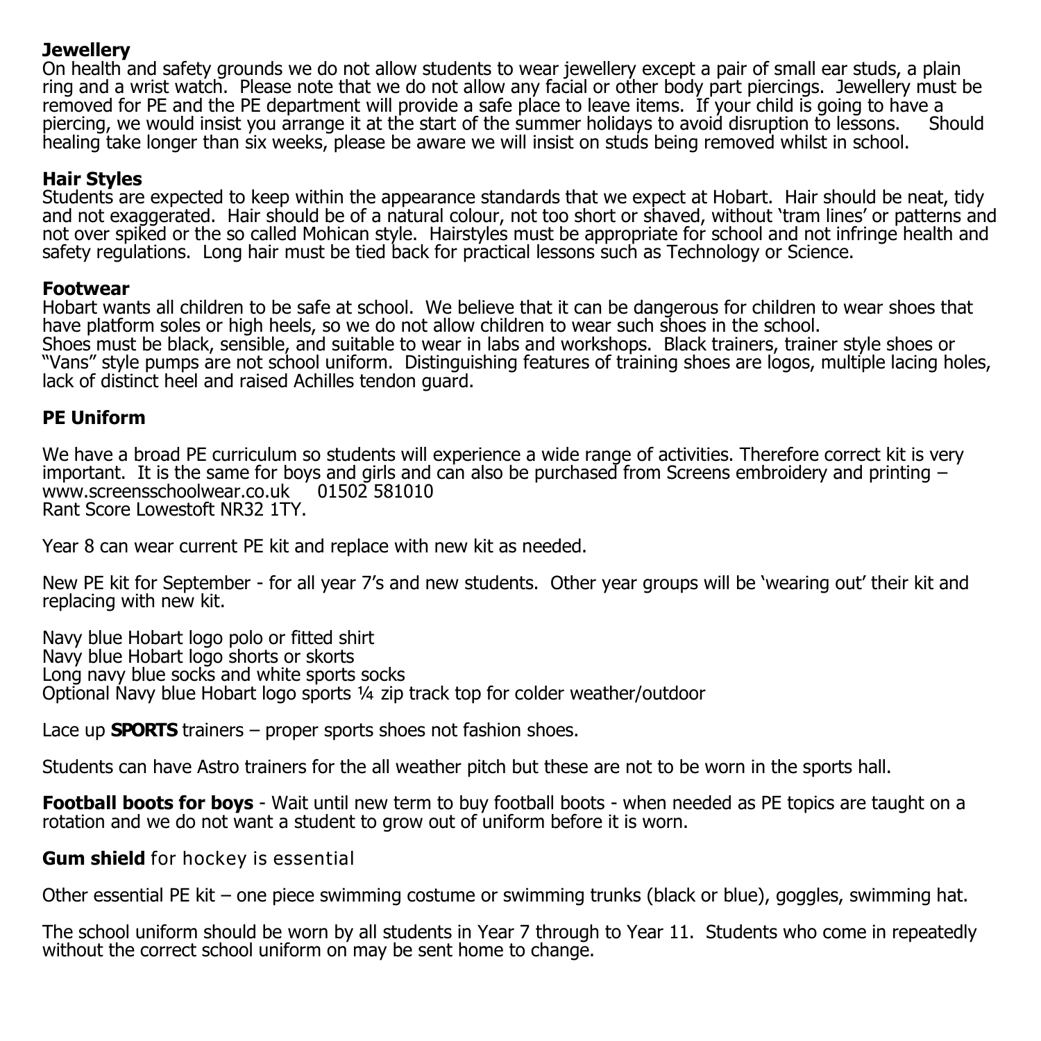**Jewellery**
On health and safety grounds we do not allow students to wear jewellery except a pair of small ear studs, a plain ring and a wrist watch. Please note that we do not allow any facial or other body part piercings. Jewellery must be removed for PE and the PE department will provide a safe place to leave items. If your child is going to have a piercing, we would insist you arrange it at the start of the summer holidays to avoid disruption to lessons. Should healing take longer than six weeks, please be aware we will insist on studs being removed whilst in school.

**Hair Styles**
Students are expected to keep within the appearance standards that we expect at Hobart. Hair should be neat, tidy and not exaggerated. Hair should be of a natural colour, not too short or shaved, without 'tram lines' or patterns and not over spiked or the so called Mohican style. Hairstyles must be appropriate for school and not infringe health and safety regulations. Long hair must be tied back for practical lessons such as Technology or Science.

**Footwear**
Hobart wants all children to be safe at school. We believe that it can be dangerous for children to wear shoes that have platform soles or high heels, so we do not allow children to wear such shoes in the school.
Shoes must be black, sensible, and suitable to wear in labs and workshops. Black trainers, trainer style shoes or "Vans" style pumps are not school uniform. Distinguishing features of training shoes are logos, multiple lacing holes, lack of distinct heel and raised Achilles tendon guard.

**PE Uniform**

We have a broad PE curriculum so students will experience a wide range of activities. Therefore correct kit is very important. It is the same for boys and girls and can also be purchased from Screens embroidery and printing – www.screensschoolwear.co.uk 01502 581010
Rant Score Lowestoft NR32 1TY.

Year 8 can wear current PE kit and replace with new kit as needed.

New PE kit for September - for all year 7's and new students. Other year groups will be 'wearing out' their kit and replacing with new kit.

Navy blue Hobart logo polo or fitted shirt
Navy blue Hobart logo shorts or skorts
Long navy blue socks and white sports socks
Optional Navy blue Hobart logo sports ¼ zip track top for colder weather/outdoor

Lace up **SPORTS** trainers – proper sports shoes not fashion shoes.

Students can have Astro trainers for the all weather pitch but these are not to be worn in the sports hall.

**Football boots for boys** - Wait until new term to buy football boots - when needed as PE topics are taught on a rotation and we do not want a student to grow out of uniform before it is worn.

**Gum shield** for hockey is essential

Other essential PE kit – one piece swimming costume or swimming trunks (black or blue), goggles, swimming hat.

The school uniform should be worn by all students in Year 7 through to Year 11. Students who come in repeatedly without the correct school uniform on may be sent home to change.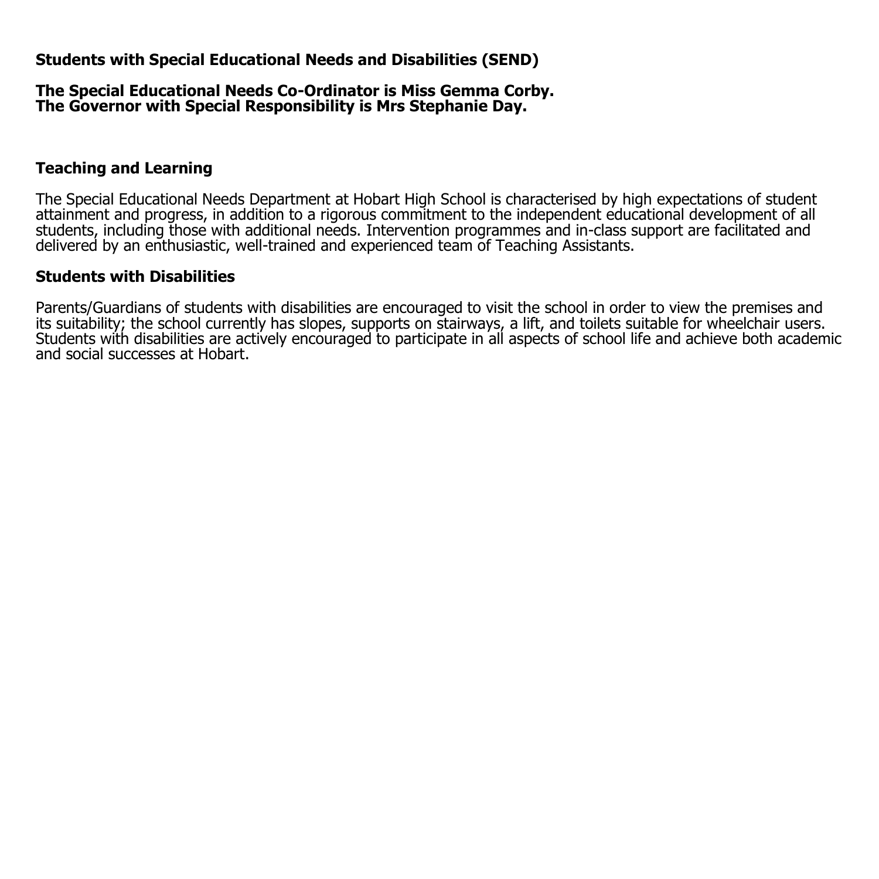## Students with Special Educational Needs and Disabilities (SEND)

**The Special Educational Needs Co-Ordinator is Miss Gemma Corby.**
**The Governor with Special Responsibility is Mrs Stephanie Day.**

### Teaching and Learning

The Special Educational Needs Department at Hobart High School is characterised by high expectations of student attainment and progress, in addition to a rigorous commitment to the independent educational development of all students, including those with additional needs. Intervention programmes and in-class support are facilitated and delivered by an enthusiastic, well-trained and experienced team of Teaching Assistants.

### Students with Disabilities

Parents/Guardians of students with disabilities are encouraged to visit the school in order to view the premises and its suitability; the school currently has slopes, supports on stairways, a lift, and toilets suitable for wheelchair users. Students with disabilities are actively encouraged to participate in all aspects of school life and achieve both academic and social successes at Hobart.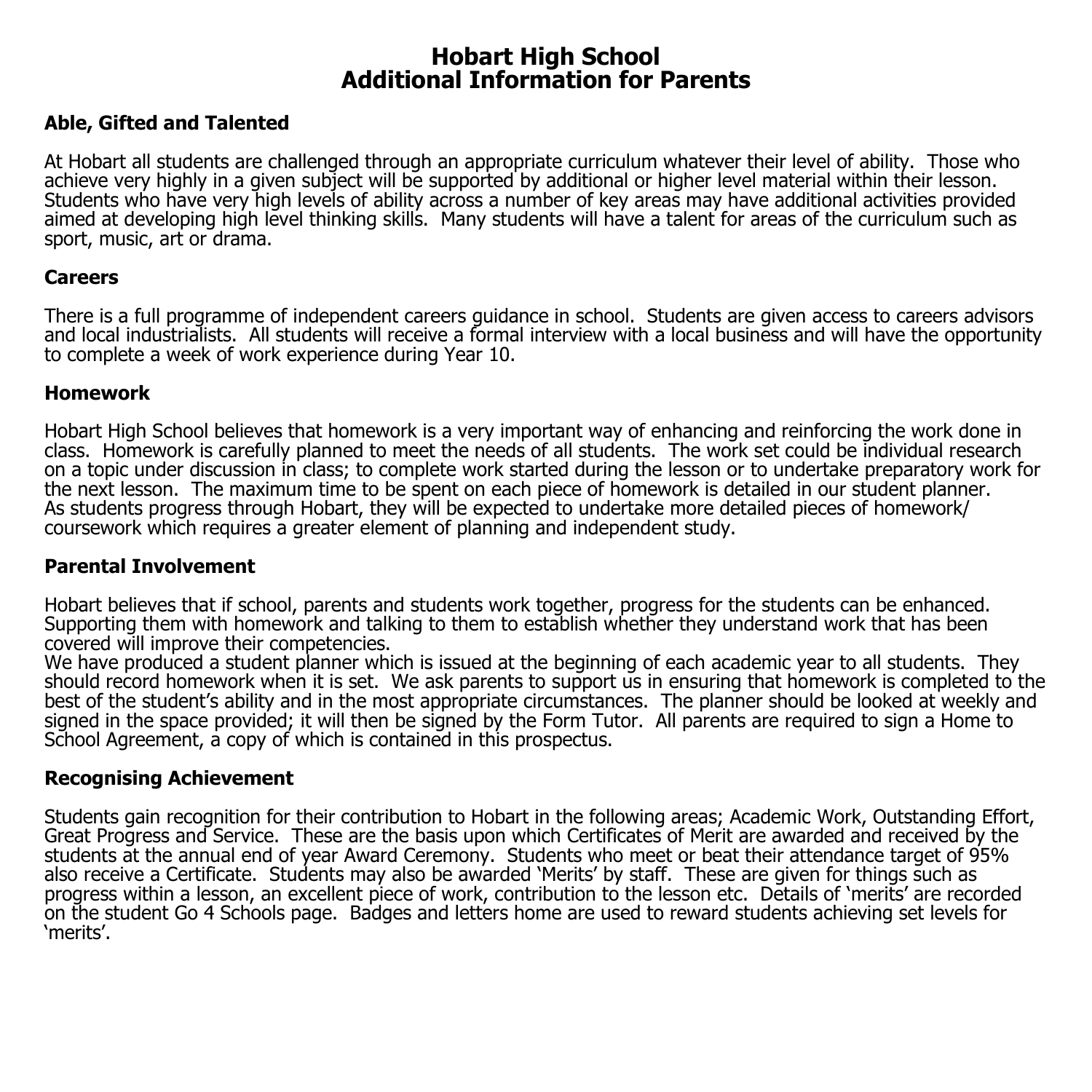# Hobart High School
# Additional Information for Parents

## Able, Gifted and Talented

At Hobart all students are challenged through an appropriate curriculum whatever their level of ability. Those who achieve very highly in a given subject will be supported by additional or higher level material within their lesson. Students who have very high levels of ability across a number of key areas may have additional activities provided aimed at developing high level thinking skills. Many students will have a talent for areas of the curriculum such as sport, music, art or drama.

## Careers

There is a full programme of independent careers guidance in school. Students are given access to careers advisors and local industrialists. All students will receive a formal interview with a local business and will have the opportunity to complete a week of work experience during Year 10.

## Homework

Hobart High School believes that homework is a very important way of enhancing and reinforcing the work done in class. Homework is carefully planned to meet the needs of all students. The work set could be individual research on a topic under discussion in class; to complete work started during the lesson or to undertake preparatory work for the next lesson. The maximum time to be spent on each piece of homework is detailed in our student planner. As students progress through Hobart, they will be expected to undertake more detailed pieces of homework/ coursework which requires a greater element of planning and independent study.

## Parental Involvement

Hobart believes that if school, parents and students work together, progress for the students can be enhanced. Supporting them with homework and talking to them to establish whether they understand work that has been covered will improve their competencies.

We have produced a student planner which is issued at the beginning of each academic year to all students. They should record homework when it is set. We ask parents to support us in ensuring that homework is completed to the best of the student's ability and in the most appropriate circumstances. The planner should be looked at weekly and signed in the space provided; it will then be signed by the Form Tutor. All parents are required to sign a Home to School Agreement, a copy of which is contained in this prospectus.

## Recognising Achievement

Students gain recognition for their contribution to Hobart in the following areas; Academic Work, Outstanding Effort, Great Progress and Service. These are the basis upon which Certificates of Merit are awarded and received by the students at the annual end of year Award Ceremony. Students who meet or beat their attendance target of 95% also receive a Certificate. Students may also be awarded 'Merits' by staff. These are given for things such as progress within a lesson, an excellent piece of work, contribution to the lesson etc. Details of 'merits' are recorded on the student Go 4 Schools page. Badges and letters home are used to reward students achieving set levels for 'merits'.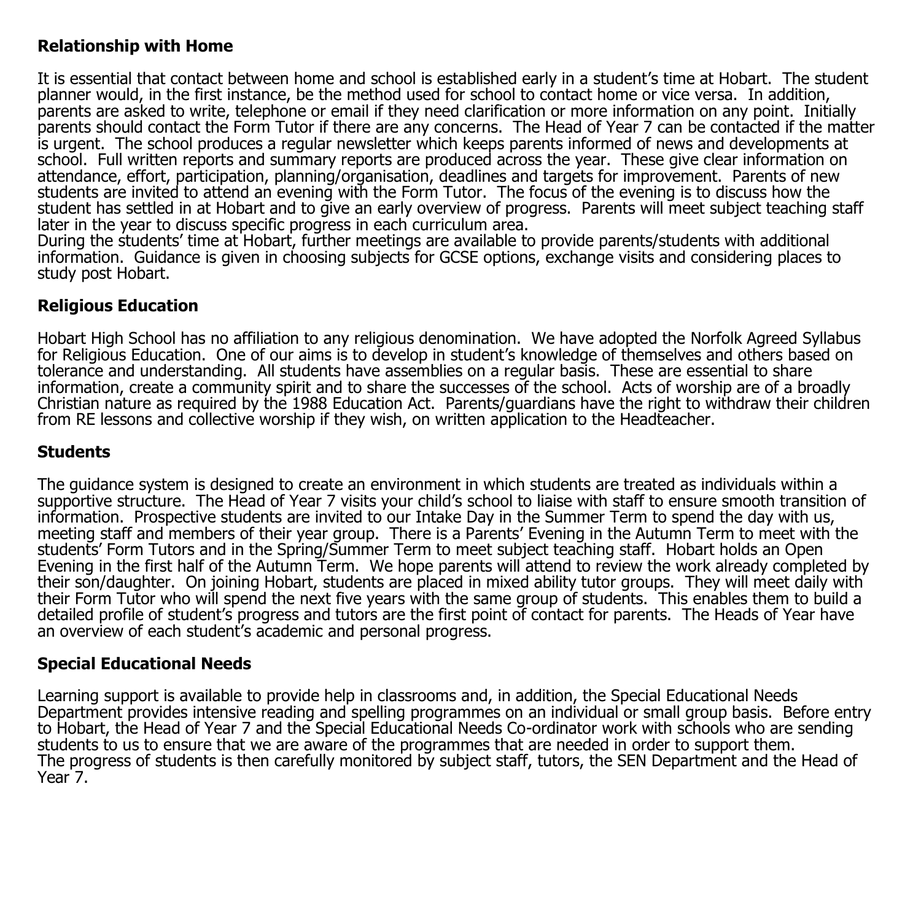**Relationship with Home**

It is essential that contact between home and school is established early in a student's time at Hobart. The student planner would, in the first instance, be the method used for school to contact home or vice versa. In addition, parents are asked to write, telephone or email if they need clarification or more information on any point. Initially parents should contact the Form Tutor if there are any concerns. The Head of Year 7 can be contacted if the matter is urgent. The school produces a regular newsletter which keeps parents informed of news and developments at school. Full written reports and summary reports are produced across the year. These give clear information on attendance, effort, participation, planning/organisation, deadlines and targets for improvement. Parents of new students are invited to attend an evening with the Form Tutor. The focus of the evening is to discuss how the student has settled in at Hobart and to give an early overview of progress. Parents will meet subject teaching staff later in the year to discuss specific progress in each curriculum area.
During the students' time at Hobart, further meetings are available to provide parents/students with additional information. Guidance is given in choosing subjects for GCSE options, exchange visits and considering places to study post Hobart.

**Religious Education**

Hobart High School has no affiliation to any religious denomination. We have adopted the Norfolk Agreed Syllabus for Religious Education. One of our aims is to develop in student's knowledge of themselves and others based on tolerance and understanding. All students have assemblies on a regular basis. These are essential to share information, create a community spirit and to share the successes of the school. Acts of worship are of a broadly Christian nature as required by the 1988 Education Act. Parents/guardians have the right to withdraw their children from RE lessons and collective worship if they wish, on written application to the Headteacher.

**Students**

The guidance system is designed to create an environment in which students are treated as individuals within a supportive structure. The Head of Year 7 visits your child's school to liaise with staff to ensure smooth transition of information. Prospective students are invited to our Intake Day in the Summer Term to spend the day with us, meeting staff and members of their year group. There is a Parents' Evening in the Autumn Term to meet with the students' Form Tutors and in the Spring/Summer Term to meet subject teaching staff. Hobart holds an Open Evening in the first half of the Autumn Term. We hope parents will attend to review the work already completed by their son/daughter. On joining Hobart, students are placed in mixed ability tutor groups. They will meet daily with their Form Tutor who will spend the next five years with the same group of students. This enables them to build a detailed profile of student's progress and tutors are the first point of contact for parents. The Heads of Year have an overview of each student's academic and personal progress.

**Special Educational Needs**

Learning support is available to provide help in classrooms and, in addition, the Special Educational Needs Department provides intensive reading and spelling programmes on an individual or small group basis. Before entry to Hobart, the Head of Year 7 and the Special Educational Needs Co-ordinator work with schools who are sending students to us to ensure that we are aware of the programmes that are needed in order to support them.
The progress of students is then carefully monitored by subject staff, tutors, the SEN Department and the Head of Year 7.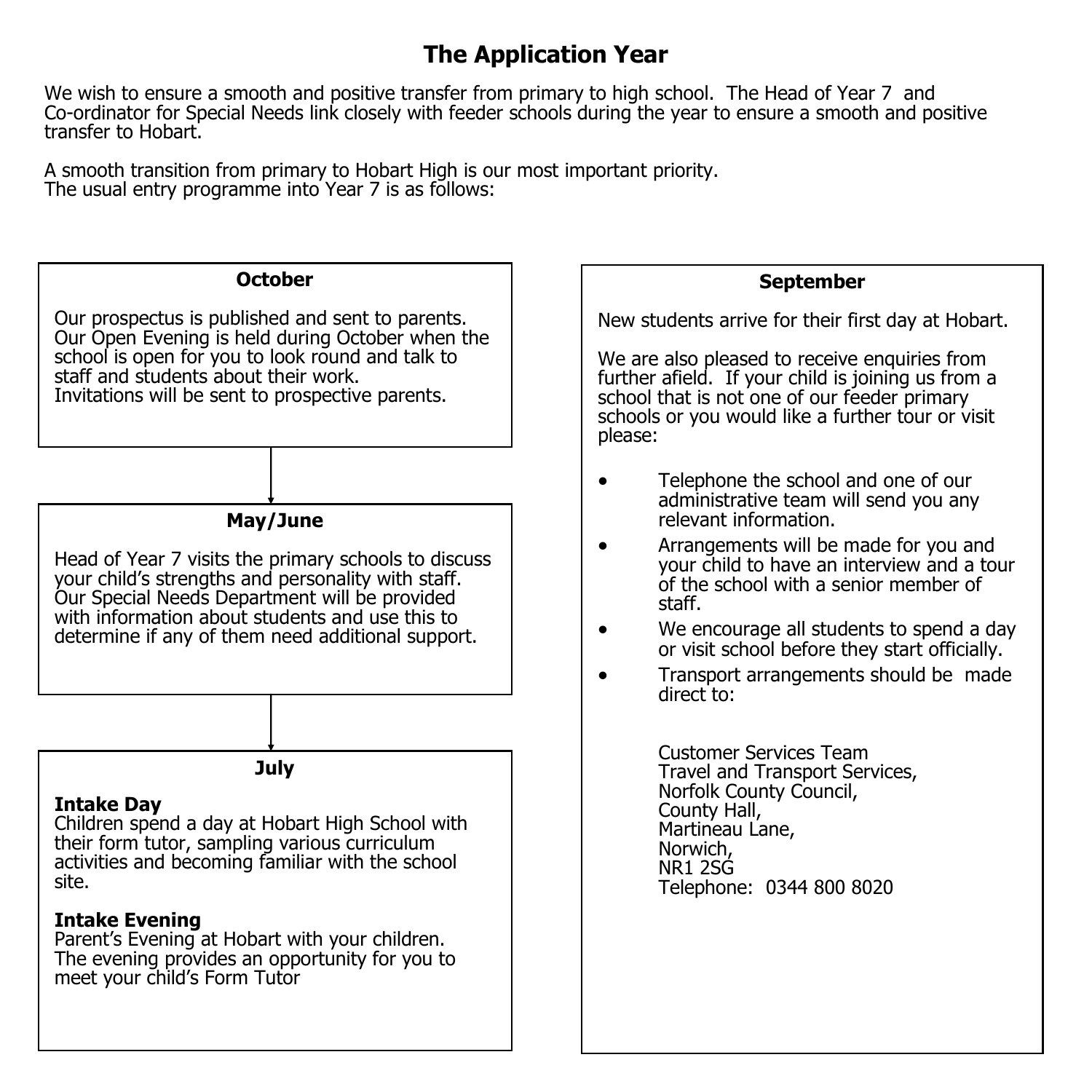# The Application Year

We wish to ensure a smooth and positive transfer from primary to high school. The Head of Year 7 and Co-ordinator for Special Needs link closely with feeder schools during the year to ensure a smooth and positive transfer to Hobart.

A smooth transition from primary to Hobart High is our most important priority.
The usual entry programme into Year 7 is as follows:

### October

Our prospectus is published and sent to parents. Our Open Evening is held during October when the school is open for you to look round and talk to staff and students about their work.
Invitations will be sent to prospective parents.

### May/June

Head of Year 7 visits the primary schools to discuss your child's strengths and personality with staff. Our Special Needs Department will be provided with information about students and use this to determine if any of them need additional support.

### July

**Intake Day**
Children spend a day at Hobart High School with their form tutor, sampling various curriculum activities and becoming familiar with the school site.

**Intake Evening**
Parent's Evening at Hobart with your children. The evening provides an opportunity for you to meet your child's Form Tutor

### September

New students arrive for their first day at Hobart.

We are also pleased to receive enquiries from further afield. If your child is joining us from a school that is not one of our feeder primary schools or you would like a further tour or visit please:

- Telephone the school and one of our administrative team will send you any relevant information.
- Arrangements will be made for you and your child to have an interview and a tour of the school with a senior member of staff.
- We encourage all students to spend a day or visit school before they start officially.
- Transport arrangements should be made direct to:

  Customer Services Team
  Travel and Transport Services,
  Norfolk County Council,
  County Hall,
  Martineau Lane,
  Norwich,
  NR1 2SG
  Telephone: 0344 800 8020